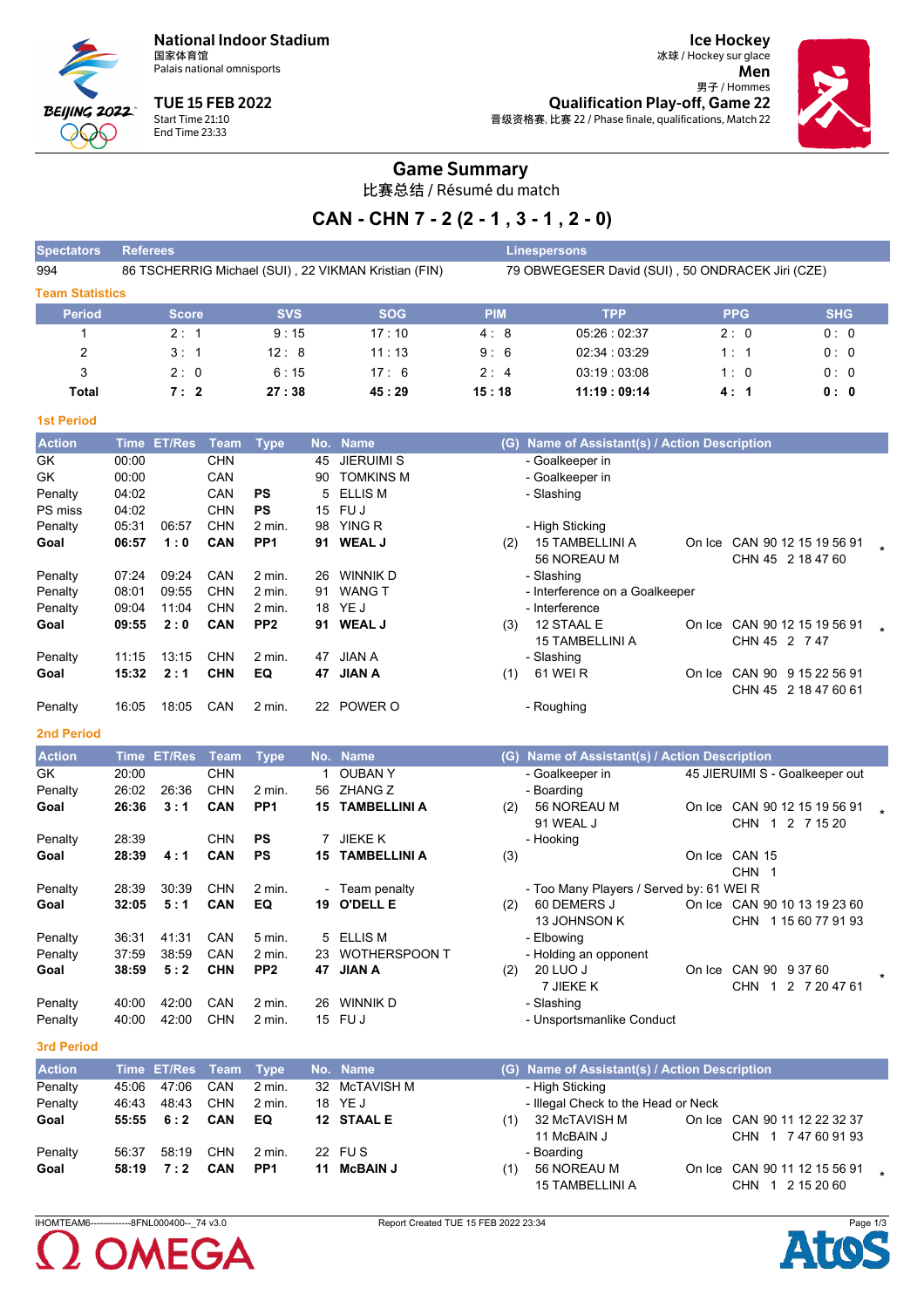# National Indoor Stadium
国家体育馆
Palais national omnisports

**TUE 15 FEB 2022**
Start Time 21:10
End Time 23:33

**Ice Hockey**
冰球 / Hockey sur glace
**Men**
男子 / Hommes
**Qualification Play-off, Game 22**
晋级资格赛, 比赛 22 / Phase finale, qualifications, Match 22

## Game Summary
比赛总结 / Résumé du match

## CAN - CHN 7 - 2 (2 - 1 , 3 - 1 , 2 - 0)

| Spectators | Referees | Linespersons |
|---|---|---|
| 994 | 86 TSCHERRIG Michael (SUI) , 22 VIKMAN Kristian (FIN) | 79 OBWEGESER David (SUI) , 50 ONDRACEK Jiri (CZE) |

### Team Statistics

| Period | Score | SVS | SOG | PIM | TPP | PPG | SHG |
|---|---|---|---|---|---|---|---|
| 1 | 2 : 1 | 9 : 15 | 17 : 10 | 4 : 8 | 05:26 : 02:37 | 2 : 0 | 0 : 0 |
| 2 | 3 : 1 | 12 : 8 | 11 : 13 | 9 : 6 | 02:34 : 03:29 | 1 : 1 | 0 : 0 |
| 3 | 2 : 0 | 6 : 15 | 17 : 6 | 2 : 4 | 03:19 : 03:08 | 1 : 0 | 0 : 0 |
| **Total** | **7 : 2** | **27 : 38** | **45 : 29** | **15 : 18** | **11:19 : 09:14** | **4 : 1** | **0 : 0** |

### 1st Period

| Action | Time | ET/Res | Team | Type | No. | Name | (G) | Name of Assistant(s) / Action Description | On Ice | |
|---|---|---|---|---|---|---|---|---|---|---|
| GK | 00:00 | | CHN | | 45 | JIERUIMI S | | - Goalkeeper in | | |
| GK | 00:00 | | CAN | | 90 | TOMKINS M | | - Goalkeeper in | | |
| Penalty | 04:02 | | CAN | PS | 5 | ELLIS M | | - Slashing | | |
| PS miss | 04:02 | | CHN | PS | 15 | FU J | | | | |
| Penalty | 05:31 | 06:57 | CHN | 2 min. | 98 | YING R | | - High Sticking | | |
| **Goal** | **06:57** | **1 : 0** | **CAN** | **PP1** | **91** | **WEAL J** | (2) | 15 TAMBELLINI A<br>56 NOREAU M | On Ice CAN 90 12 15 19 56 91<br>CHN 45 2 18 47 60 | * |
| Penalty | 07:24 | 09:24 | CAN | 2 min. | 26 | WINNIK D | | - Slashing | | |
| Penalty | 08:01 | 09:55 | CHN | 2 min. | 91 | WANG T | | - Interference on a Goalkeeper | | |
| Penalty | 09:04 | 11:04 | CHN | 2 min. | 18 | YE J | | - Interference | | |
| **Goal** | **09:55** | **2 : 0** | **CAN** | **PP2** | **91** | **WEAL J** | (3) | 12 STAAL E<br>15 TAMBELLINI A | On Ice CAN 90 12 15 19 56 91<br>CHN 45 2 7 47 | * |
| Penalty | 11:15 | 13:15 | CHN | 2 min. | 47 | JIAN A | | - Slashing | | |
| **Goal** | **15:32** | **2 : 1** | **CHN** | **EQ** | **47** | **JIAN A** | (1) | 61 WEI R | On Ice CAN 90 9 15 22 56 91<br>CHN 45 2 18 47 60 61 | |
| Penalty | 16:05 | 18:05 | CAN | 2 min. | 22 | POWER O | | - Roughing | | |

### 2nd Period

| Action | Time | ET/Res | Team | Type | No. | Name | (G) | Name of Assistant(s) / Action Description | On Ice | |
|---|---|---|---|---|---|---|---|---|---|---|
| GK | 20:00 | | CHN | | 1 | OUBAN Y | | - Goalkeeper in | 45 JIERUIMI S - Goalkeeper out | |
| Penalty | 26:02 | 26:36 | CHN | 2 min. | 56 | ZHANG Z | | - Boarding | | |
| **Goal** | **26:36** | **3 : 1** | **CAN** | **PP1** | **15** | **TAMBELLINI A** | (2) | 56 NOREAU M<br>91 WEAL J | On Ice CAN 90 12 15 19 56 91<br>CHN 1 2 7 15 20 | * |
| Penalty | 28:39 | | CHN | PS | 7 | JIEKE K | | - Hooking | | |
| **Goal** | **28:39** | **4 : 1** | **CAN** | **PS** | **15** | **TAMBELLINI A** | (3) | | On Ice CAN 15<br>CHN 1 | |
| Penalty | 28:39 | 30:39 | CHN | 2 min. | - | Team penalty | | - Too Many Players / Served by: 61 WEI R | | |
| **Goal** | **32:05** | **5 : 1** | **CAN** | **EQ** | **19** | **O'DELL E** | (2) | 60 DEMERS J<br>13 JOHNSON K | On Ice CAN 90 10 13 19 23 60<br>CHN 1 15 60 77 91 93 | |
| Penalty | 36:31 | 41:31 | CAN | 5 min. | 5 | ELLIS M | | - Elbowing | | |
| Penalty | 37:59 | 38:59 | CAN | 2 min. | 23 | WOTHERSPOON T | | - Holding an opponent | | |
| **Goal** | **38:59** | **5 : 2** | **CHN** | **PP2** | **47** | **JIAN A** | (2) | 20 LUO J<br>7 JIEKE K | On Ice CAN 90 9 37 60<br>CHN 1 2 7 20 47 61 | * |
| Penalty | 40:00 | 42:00 | CAN | 2 min. | 26 | WINNIK D | | - Slashing | | |
| Penalty | 40:00 | 42:00 | CHN | 2 min. | 15 | FU J | | - Unsportsmanlike Conduct | | |

### 3rd Period

| Action | Time | ET/Res | Team | Type | No. | Name | (G) | Name of Assistant(s) / Action Description | On Ice | |
|---|---|---|---|---|---|---|---|---|---|---|
| Penalty | 45:06 | 47:06 | CAN | 2 min. | 32 | McTAVISH M | | - High Sticking | | |
| Penalty | 46:43 | 48:43 | CHN | 2 min. | 18 | YE J | | - Illegal Check to the Head or Neck | | |
| **Goal** | **55:55** | **6 : 2** | **CAN** | **EQ** | **12** | **STAAL E** | (1) | 32 McTAVISH M<br>11 McBAIN J | On Ice CAN 90 11 12 22 32 37<br>CHN 1 7 47 60 91 93 | |
| Penalty | 56:37 | 58:19 | CHN | 2 min. | 22 | FU S | | - Boarding | | |
| **Goal** | **58:19** | **7 : 2** | **CAN** | **PP1** | **11** | **McBAIN J** | (1) | 56 NOREAU M<br>15 TAMBELLINI A | On Ice CAN 90 11 12 15 56 91<br>CHN 1 2 15 20 60 | * |

IHOMTEAM6------------8FNL000400--_74 v3.0 Report Created TUE 15 FEB 2022 23:34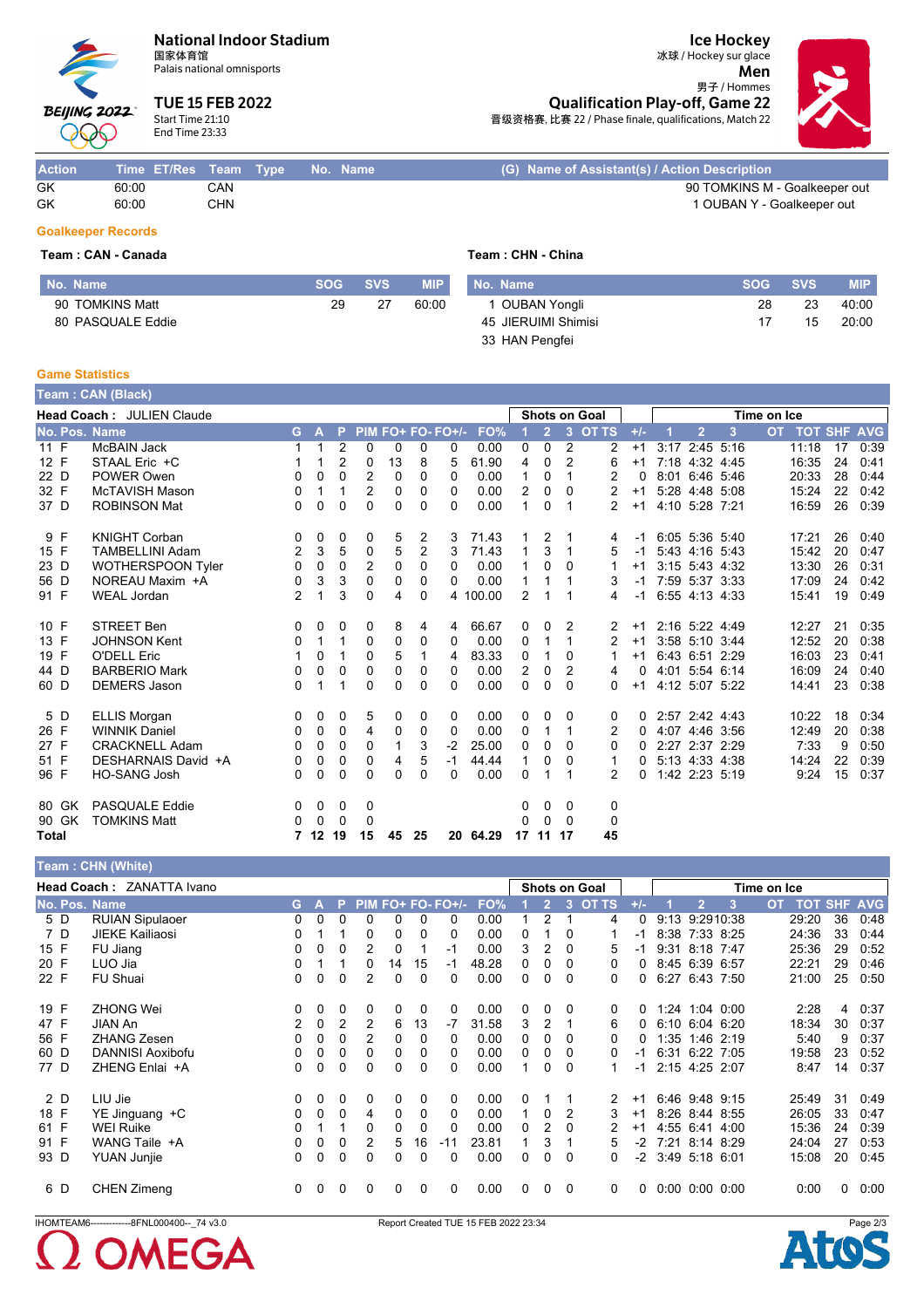# National Indoor Stadium
国家体育馆
Palais national omnisports

**TUE 15 FEB 2022**
Start Time 21:10
End Time 23:33

# Ice Hockey
冰球 / Hockey sur glace
**Men**
男子 / Hommes
**Qualification Play-off, Game 22**
晋级资格赛, 比赛 22 / Phase finale, qualifications, Match 22

| Action | Time | ET/Res | Team | Type | No. | Name | (G) Name of Assistant(s) / Action Description |
|---|---|---|---|---|---|---|---|
| GK | 60:00 | | CAN | | | | 90 TOMKINS M - Goalkeeper out |
| GK | 60:00 | | CHN | | | | 1 OUBAN Y - Goalkeeper out |

## Goalkeeper Records

**Team : CAN - Canada**

| No. Name | SOG | SVS | MIP |
|---|---|---|---|
| 90 TOMKINS Matt | 29 | 27 | 60:00 |
| 80 PASQUALE Eddie | | | |

**Team : CHN - China**

| No. Name | SOG | SVS | MIP |
|---|---|---|---|
| 1 OUBAN Yongli | 28 | 23 | 40:00 |
| 45 JIERUIMI Shimisi | 17 | 15 | 20:00 |
| 33 HAN Pengfei | | | |

## Game Statistics

**Team : CAN (Black)**

Head Coach : JULIEN Claude

| No. | Pos. | Name | G | A | P | PIM | FO+ | FO- | FO+/- | FO% | SOG 1 | SOG 2 | SOG 3 | SOG OT | SOG TS | +/- | TOI 1 | TOI 2 | TOI 3 | TOI OT | TOT | SHF | AVG |
|---|---|---|---|---|---|---|---|---|---|---|---|---|---|---|---|---|---|---|---|---|---|---|---|
| 11 | F | McBAIN Jack | 1 | 1 | 2 | 0 | 0 | 0 | 0 | 0.00 | 0 | 0 | 2 | | 2 | +1 | 3:17 | 2:45 | 5:16 | | 11:18 | 17 | 0:39 |
| 12 | F | STAAL Eric +C | 1 | 1 | 2 | 0 | 13 | 8 | 5 | 61.90 | 4 | 0 | 2 | | 6 | +1 | 7:18 | 4:32 | 4:45 | | 16:35 | 24 | 0:41 |
| 22 | D | POWER Owen | 0 | 0 | 0 | 2 | 0 | 0 | 0 | 0.00 | 1 | 0 | 1 | | 2 | 0 | 8:01 | 6:46 | 5:46 | | 20:33 | 28 | 0:44 |
| 32 | F | McTAVISH Mason | 0 | 1 | 1 | 2 | 0 | 0 | 0 | 0.00 | 2 | 0 | 0 | | 2 | +1 | 5:28 | 4:48 | 5:08 | | 15:24 | 22 | 0:42 |
| 37 | D | ROBINSON Mat | 0 | 0 | 0 | 0 | 0 | 0 | 0 | 0.00 | 1 | 0 | 1 | | 2 | +1 | 4:10 | 5:28 | 7:21 | | 16:59 | 26 | 0:39 |
| 9 | F | KNIGHT Corban | 0 | 0 | 0 | 0 | 5 | 2 | 3 | 71.43 | 1 | 2 | 1 | | 4 | -1 | 6:05 | 5:36 | 5:40 | | 17:21 | 26 | 0:40 |
| 15 | F | TAMBELLINI Adam | 2 | 3 | 5 | 0 | 5 | 2 | 3 | 71.43 | 1 | 3 | 1 | | 5 | -1 | 5:43 | 4:16 | 5:43 | | 15:42 | 20 | 0:47 |
| 23 | D | WOTHERSPOON Tyler | 0 | 0 | 0 | 2 | 0 | 0 | 0 | 0.00 | 1 | 0 | 0 | | 1 | +1 | 3:15 | 5:43 | 4:32 | | 13:30 | 26 | 0:31 |
| 56 | D | NOREAU Maxim +A | 0 | 3 | 3 | 0 | 0 | 0 | 0 | 0.00 | 1 | 1 | 1 | | 3 | -1 | 7:59 | 5:37 | 3:33 | | 17:09 | 24 | 0:42 |
| 91 | F | WEAL Jordan | 2 | 1 | 3 | 0 | 4 | 0 | 4 | 100.00 | 2 | 1 | 1 | | 4 | -1 | 6:55 | 4:13 | 4:33 | | 15:41 | 19 | 0:49 |
| 10 | F | STREET Ben | 0 | 0 | 0 | 0 | 8 | 4 | 4 | 66.67 | 0 | 0 | 2 | | 2 | +1 | 2:16 | 5:22 | 4:49 | | 12:27 | 21 | 0:35 |
| 13 | F | JOHNSON Kent | 0 | 1 | 1 | 0 | 0 | 0 | 0 | 0.00 | 0 | 1 | 1 | | 2 | +1 | 3:58 | 5:10 | 3:44 | | 12:52 | 20 | 0:38 |
| 19 | F | O'DELL Eric | 1 | 0 | 1 | 0 | 5 | 1 | 4 | 83.33 | 0 | 1 | 0 | | 1 | +1 | 6:43 | 6:51 | 2:29 | | 16:03 | 23 | 0:41 |
| 44 | D | BARBERIO Mark | 0 | 0 | 0 | 0 | 0 | 0 | 0 | 0.00 | 2 | 0 | 2 | | 4 | 0 | 4:01 | 5:54 | 6:14 | | 16:09 | 24 | 0:40 |
| 60 | D | DEMERS Jason | 0 | 1 | 1 | 0 | 0 | 0 | 0 | 0.00 | 0 | 0 | 0 | | 0 | +1 | 4:12 | 5:07 | 5:22 | | 14:41 | 23 | 0:38 |
| 5 | D | ELLIS Morgan | 0 | 0 | 0 | 5 | 0 | 0 | 0 | 0.00 | 0 | 0 | 0 | | 0 | 0 | 2:57 | 2:42 | 4:43 | | 10:22 | 18 | 0:34 |
| 26 | F | WINNIK Daniel | 0 | 0 | 0 | 4 | 0 | 0 | 0 | 0.00 | 0 | 1 | 1 | | 2 | 0 | 4:07 | 4:46 | 3:56 | | 12:49 | 20 | 0:38 |
| 27 | F | CRACKNELL Adam | 0 | 0 | 0 | 0 | 1 | 3 | -2 | 25.00 | 0 | 0 | 0 | | 0 | 0 | 2:27 | 2:37 | 2:29 | | 7:33 | 9 | 0:50 |
| 51 | F | DESHARNAIS David +A | 0 | 0 | 0 | 0 | 4 | 5 | -1 | 44.44 | 1 | 0 | 0 | | 1 | 0 | 5:13 | 4:33 | 4:38 | | 14:24 | 22 | 0:39 |
| 96 | F | HO-SANG Josh | 0 | 0 | 0 | 0 | 0 | 0 | 0 | 0.00 | 0 | 1 | 1 | | 2 | 0 | 1:42 | 2:23 | 5:19 | | 9:24 | 15 | 0:37 |
| 80 | GK | PASQUALE Eddie | 0 | 0 | 0 | 0 | | | | | 0 | 0 | 0 | | 0 | | | | | | | | |
| 90 | GK | TOMKINS Matt | 0 | 0 | 0 | 0 | | | | | 0 | 0 | 0 | | 0 | | | | | | | | |
| Total | | | 7 | 12 | 19 | 15 | 45 | 25 | 20 | 64.29 | 17 | 11 | 17 | | 45 | | | | | | | | |

**Team : CHN (White)**

Head Coach : ZANATTA Ivano

| No. | Pos. | Name | G | A | P | PIM | FO+ | FO- | FO+/- | FO% | SOG 1 | SOG 2 | SOG 3 | SOG OT | SOG TS | +/- | TOI 1 | TOI 2 | TOI 3 | TOI OT | TOT | SHF | AVG |
|---|---|---|---|---|---|---|---|---|---|---|---|---|---|---|---|---|---|---|---|---|---|---|---|
| 5 | D | RUIAN Sipulaoer | 0 | 0 | 0 | 0 | 0 | 0 | 0 | 0.00 | 1 | 2 | 1 | | 4 | 0 | 9:13 | 9:29 | 10:38 | | 29:20 | 36 | 0:48 |
| 7 | D | JIEKE Kailiaosi | 0 | 1 | 1 | 0 | 0 | 0 | 0 | 0.00 | 0 | 1 | 0 | | 1 | -1 | 8:38 | 7:33 | 8:25 | | 24:36 | 33 | 0:44 |
| 15 | F | FU Jiang | 0 | 0 | 0 | 2 | 0 | 1 | -1 | 0.00 | 3 | 2 | 0 | | 5 | -1 | 9:31 | 8:18 | 7:47 | | 25:36 | 29 | 0:52 |
| 20 | F | LUO Jia | 0 | 1 | 1 | 0 | 14 | 15 | -1 | 48.28 | 0 | 0 | 0 | | 0 | 0 | 8:45 | 6:39 | 6:57 | | 22:21 | 29 | 0:46 |
| 22 | F | FU Shuai | 0 | 0 | 0 | 2 | 0 | 0 | 0 | 0.00 | 0 | 0 | 0 | | 0 | 0 | 6:27 | 6:43 | 7:50 | | 21:00 | 25 | 0:50 |
| 19 | F | ZHONG Wei | 0 | 0 | 0 | 0 | 0 | 0 | 0 | 0.00 | 0 | 0 | 0 | | 0 | 0 | 1:24 | 1:04 | 0:00 | | 2:28 | 4 | 0:37 |
| 47 | F | JIAN An | 2 | 0 | 2 | 2 | 6 | 13 | -7 | 31.58 | 3 | 2 | 1 | | 6 | 0 | 6:10 | 6:04 | 6:20 | | 18:34 | 30 | 0:37 |
| 56 | F | ZHANG Zesen | 0 | 0 | 0 | 2 | 0 | 0 | 0 | 0.00 | 0 | 0 | 0 | | 0 | 0 | 1:35 | 1:46 | 2:19 | | 5:40 | 9 | 0:37 |
| 60 | D | DANNISI Aoxibofu | 0 | 0 | 0 | 0 | 0 | 0 | 0 | 0.00 | 0 | 0 | 0 | | 0 | -1 | 6:31 | 6:22 | 7:05 | | 19:58 | 23 | 0:52 |
| 77 | D | ZHENG Enlai +A | 0 | 0 | 0 | 0 | 0 | 0 | 0 | 0.00 | 1 | 0 | 0 | | 1 | -1 | 2:15 | 4:25 | 2:07 | | 8:47 | 14 | 0:37 |
| 2 | D | LIU Jie | 0 | 0 | 0 | 0 | 0 | 0 | 0 | 0.00 | 0 | 1 | 1 | | 2 | +1 | 6:46 | 9:48 | 9:15 | | 25:49 | 31 | 0:49 |
| 18 | F | YE Jinguang +C | 0 | 0 | 0 | 4 | 0 | 0 | 0 | 0.00 | 1 | 0 | 2 | | 3 | +1 | 8:26 | 8:44 | 8:55 | | 26:05 | 33 | 0:47 |
| 61 | F | WEI Ruike | 0 | 1 | 1 | 0 | 0 | 0 | 0 | 0.00 | 0 | 2 | 0 | | 2 | +1 | 4:55 | 6:41 | 4:00 | | 15:36 | 24 | 0:39 |
| 91 | F | WANG Taile +A | 0 | 0 | 0 | 2 | 5 | 16 | -11 | 23.81 | 1 | 3 | 1 | | 5 | -2 | 7:21 | 8:14 | 8:29 | | 24:04 | 27 | 0:53 |
| 93 | D | YUAN Junjie | 0 | 0 | 0 | 0 | 0 | 0 | 0 | 0.00 | 0 | 0 | 0 | | 0 | -2 | 3:49 | 5:18 | 6:01 | | 15:08 | 20 | 0:45 |
| 6 | D | CHEN Zimeng | 0 | 0 | 0 | 0 | 0 | 0 | 0 | 0.00 | 0 | 0 | 0 | | 0 | 0 | 0:00 | 0:00 | 0:00 | | 0:00 | 0 | 0:00 |

IHOMTEAM6-------------8FNL000400--_74 v3.0 Report Created TUE 15 FEB 2022 23:34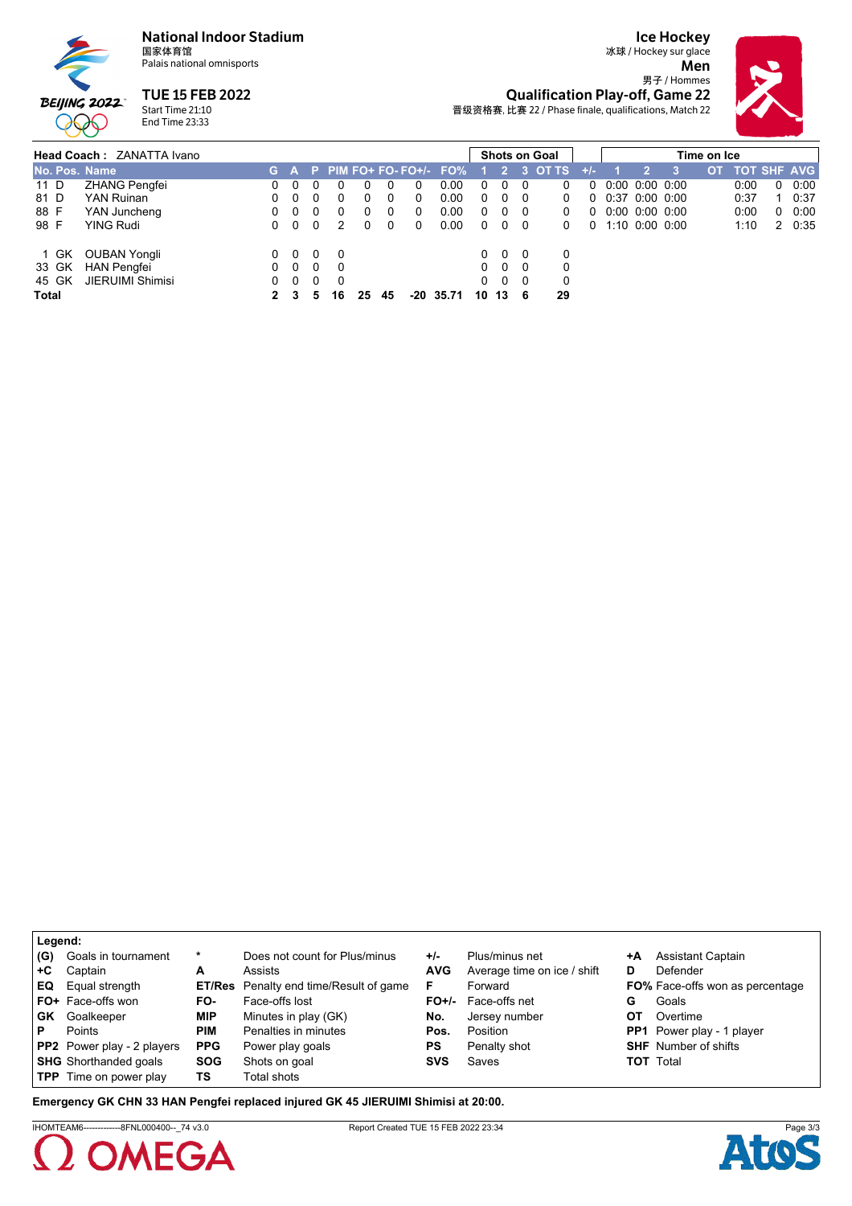**National Indoor Stadium**
国家体育馆
Palais national omnisports

**TUE 15 FEB 2022**
Start Time 21:10
End Time 23:33

**Ice Hockey**
冰球 / Hockey sur glace
**Men**
男子 / Hommes
**Qualification Play-off, Game 22**
晋级资格赛, 比赛 22 / Phase finale, qualifications, Match 22

**Head Coach :** ZANATTA Ivano

| No. | Pos. | Name | G | A | P | PIM | FO+ | FO- | FO+/- | FO% | SOG 1 | SOG 2 | SOG 3 | SOG OT | SOG TS | +/- | TOI 1 | TOI 2 | TOI 3 | TOI OT | TOT | SHF | AVG |
|---|---|---|---|---|---|---|---|---|---|---|---|---|---|---|---|---|---|---|---|---|---|---|---|
| 11 | D | ZHANG Pengfei | 0 | 0 | 0 | 0 | 0 | 0 | 0 | 0.00 | 0 | 0 | 0 | | 0 | 0 | 0:00 | 0:00 | 0:00 | | 0:00 | 0 | 0:00 |
| 81 | D | YAN Ruinan | 0 | 0 | 0 | 0 | 0 | 0 | 0 | 0.00 | 0 | 0 | 0 | | 0 | 0 | 0:37 | 0:00 | 0:00 | | 0:37 | 1 | 0:37 |
| 88 | F | YAN Juncheng | 0 | 0 | 0 | 0 | 0 | 0 | 0 | 0.00 | 0 | 0 | 0 | | 0 | 0 | 0:00 | 0:00 | 0:00 | | 0:00 | 0 | 0:00 |
| 98 | F | YING Rudi | 0 | 0 | 0 | 2 | 0 | 0 | 0 | 0.00 | 0 | 0 | 0 | | 0 | 0 | 1:10 | 0:00 | 0:00 | | 1:10 | 2 | 0:35 |
| 1 | GK | OUBAN Yongli | 0 | 0 | 0 | 0 | | | | | 0 | 0 | 0 | | 0 | | | | | | | | |
| 33 | GK | HAN Pengfei | 0 | 0 | 0 | 0 | | | | | 0 | 0 | 0 | | 0 | | | | | | | | |
| 45 | GK | JIERUIMI Shimisi | 0 | 0 | 0 | 0 | | | | | 0 | 0 | 0 | | 0 | | | | | | | | |
| **Total** | | | **2** | **3** | **5** | **16** | **25** | **45** | **-20** | **35.71** | **10** | **13** | **6** | | **29** | | | | | | | | |

**Legend:**

| | | | | | | | |
|---|---|---|---|---|---|---|---|
| **(G)** | Goals in tournament | * | Does not count for Plus/minus | **+/-** | Plus/minus net | **+A** | Assistant Captain |
| **+C** | Captain | **A** | Assists | **AVG** | Average time on ice / shift | **D** | Defender |
| **EQ** | Equal strength | **ET/Res** | Penalty end time/Result of game | **F** | Forward | **FO%** | Face-offs won as percentage |
| **FO+** | Face-offs won | **FO-** | Face-offs lost | **FO+/-** | Face-offs net | **G** | Goals |
| **GK** | Goalkeeper | **MIP** | Minutes in play (GK) | **No.** | Jersey number | **OT** | Overtime |
| **P** | Points | **PIM** | Penalties in minutes | **Pos.** | Position | **PP1** | Power play - 1 player |
| **PP2** | Power play - 2 players | **PPG** | Power play goals | **PS** | Penalty shot | **SHF** | Number of shifts |
| **SHG** | Shorthanded goals | **SOG** | Shots on goal | **SVS** | Saves | **TOT** | Total |
| **TPP** | Time on power play | **TS** | Total shots | | | | |

**Emergency GK CHN 33 HAN Pengfei replaced injured GK 45 JIERUIMI Shimisi at 20:00.**

IHOMTEAM6-------------8FNL000400--_74 v3.0 Report Created TUE 15 FEB 2022 23:34